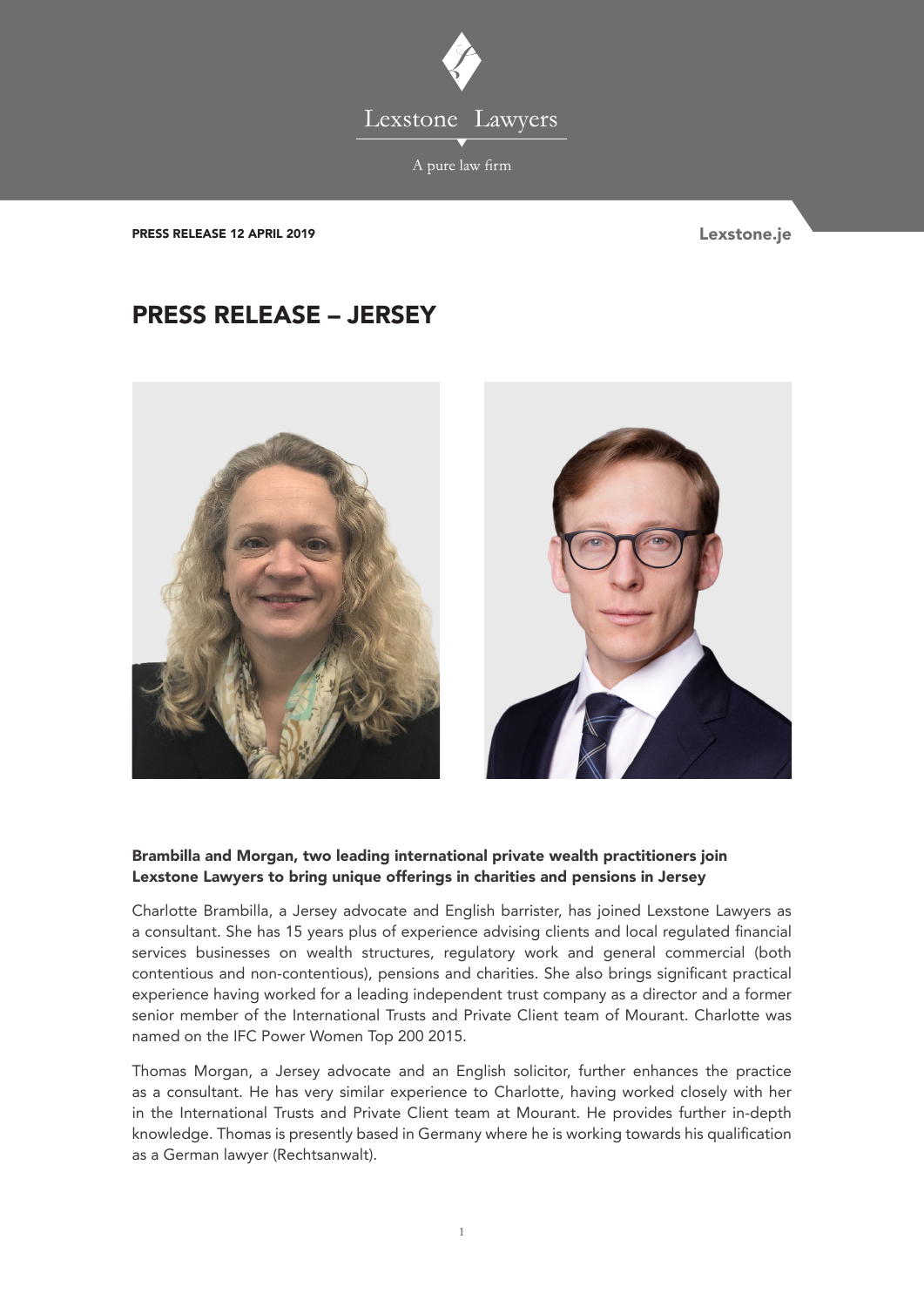Lexstone Lawyers

A pure law firm

PRESS RELEASE 12 APRIL 2019

Lexstone.je

# PRESS RELEASE – JERSEY

**Brambilla and Morgan, two leading international private wealth practitioners join Lexstone Lawyers to bring unique offerings in charities and pensions in Jersey**

Charlotte Brambilla, a Jersey advocate and English barrister, has joined Lexstone Lawyers as a consultant. She has 15 years plus of experience advising clients and local regulated financial services businesses on wealth structures, regulatory work and general commercial (both contentious and non-contentious), pensions and charities. She also brings significant practical experience having worked for a leading independent trust company as a director and a former senior member of the International Trusts and Private Client team of Mourant. Charlotte was named on the IFC Power Women Top 200 2015.

Thomas Morgan, a Jersey advocate and an English solicitor, further enhances the practice as a consultant. He has very similar experience to Charlotte, having worked closely with her in the International Trusts and Private Client team at Mourant. He provides further in-depth knowledge. Thomas is presently based in Germany where he is working towards his qualification as a German lawyer (Rechtsanwalt).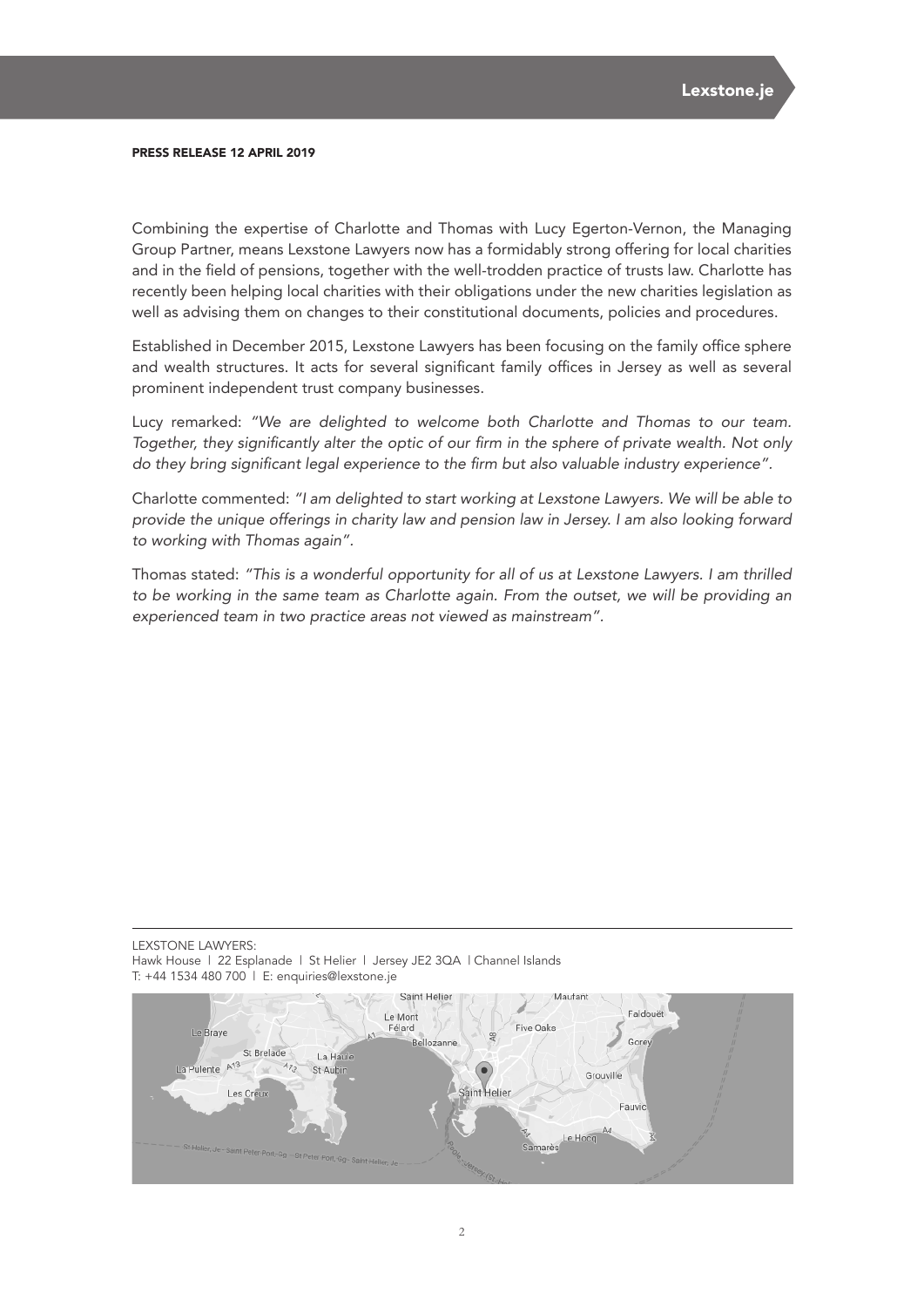PRESS RELEASE 12 APRIL 2019

Combining the expertise of Charlotte and Thomas with Lucy Egerton-Vernon, the Managing Group Partner, means Lexstone Lawyers now has a formidably strong offering for local charities and in the field of pensions, together with the well-trodden practice of trusts law. Charlotte has recently been helping local charities with their obligations under the new charities legislation as well as advising them on changes to their constitutional documents, policies and procedures.

Established in December 2015, Lexstone Lawyers has been focusing on the family office sphere and wealth structures. It acts for several significant family offices in Jersey as well as several prominent independent trust company businesses.

Lucy remarked: *"We are delighted to welcome both Charlotte and Thomas to our team. Together, they significantly alter the optic of our firm in the sphere of private wealth. Not only do they bring significant legal experience to the firm but also valuable industry experience"*.

Charlotte commented: *"I am delighted to start working at Lexstone Lawyers. We will be able to provide the unique offerings in charity law and pension law in Jersey. I am also looking forward to working with Thomas again"*.

Thomas stated: *"This is a wonderful opportunity for all of us at Lexstone Lawyers. I am thrilled to be working in the same team as Charlotte again. From the outset, we will be providing an experienced team in two practice areas not viewed as mainstream"*.

---

LEXSTONE LAWYERS:
Hawk House | 22 Esplanade | St Helier | Jersey JE2 3QA | Channel Islands
T: +44 1534 480 700 | E: enquiries@lexstone.je